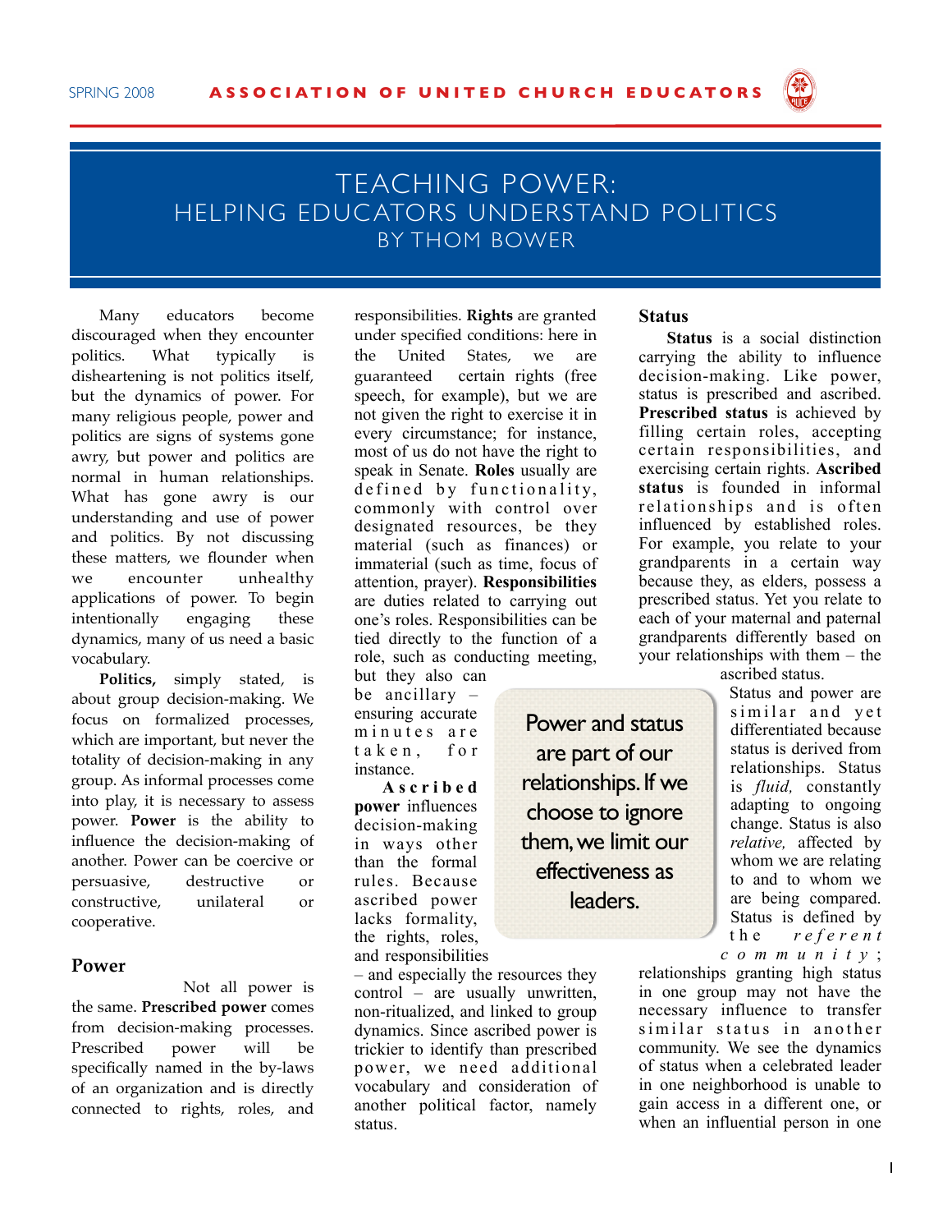# TEACHING POWER: HELPING EDUCATORS UNDERSTAND POLITICS

BY THOM BOWER

Many educators become discouraged when they encounter politics. What typically is disheartening is not politics itself, but the dynamics of power. For many religious people, power and politics are signs of systems gone awry, but power and politics are normal in human relationships. What has gone awry is our understanding and use of power and politics. By not discussing these matters, we flounder when we encounter unhealthy applications of power. To begin intentionally engaging these dynamics, many of us need a basic vocabulary.

**Politics,** simply stated, is about group decision-making. We focus on formalized processes, which are important, but never the totality of decision-making in any group. As informal processes come into play, it is necessary to assess power. **Power** is the ability to influence the decision-making of another. Power can be coercive or persuasive, destructive or constructive, unilateral or cooperative.

## Power

Not all power is the same. **Prescribed power** comes from decision-making processes. Prescribed power will be specifically named in the by-laws of an organization and is directly connected to rights, roles, and responsibilities. **Rights** are granted under specified conditions: here in the United States, we are guaranteed certain rights (free speech, for example), but we are not given the right to exercise it in every circumstance; for instance, most of us do not have the right to speak in Senate. **Roles** usually are defined by functionality, commonly with control over designated resources, be they material (such as finances) or immaterial (such as time, focus of attention, prayer). **Responsibilities** are duties related to carrying out one's roles. Responsibilities can be tied directly to the function of a role, such as conducting meeting, but they also can be ancillary – ensuring accurate minutes are taken, for instance.

**Ascribed power** influences decision-making in ways other than the formal rules. Because ascribed power lacks formality, the rights, roles, and responsibilities – and especially the resources they control – are usually unwritten, non-ritualized, and linked to group dynamics. Since ascribed power is trickier to identify than prescribed power, we need additional vocabulary and consideration of another political factor, namely status.

> Power and status are part of our relationships. If we choose to ignore them, we limit our effectiveness as leaders.

## Status

**Status** is a social distinction carrying the ability to influence decision-making. Like power, status is prescribed and ascribed. **Prescribed status** is achieved by filling certain roles, accepting certain responsibilities, and exercising certain rights. **Ascribed status** is founded in informal relationships and is often influenced by established roles. For example, you relate to your grandparents in a certain way because they, as elders, possess a prescribed status. Yet you relate to each of your maternal and paternal grandparents differently based on your relationships with them – the ascribed status.

Status and power are similar and yet differentiated because status is derived from relationships. Status is *fluid,* constantly adapting to ongoing change. Status is also *relative,* affected by whom we are relating to and to whom we are being compared. Status is defined by the *referent community*; relationships granting high status in one group may not have the necessary influence to transfer similar status in another community. We see the dynamics of status when a celebrated leader in one neighborhood is unable to gain access in a different one, or when an influential person in one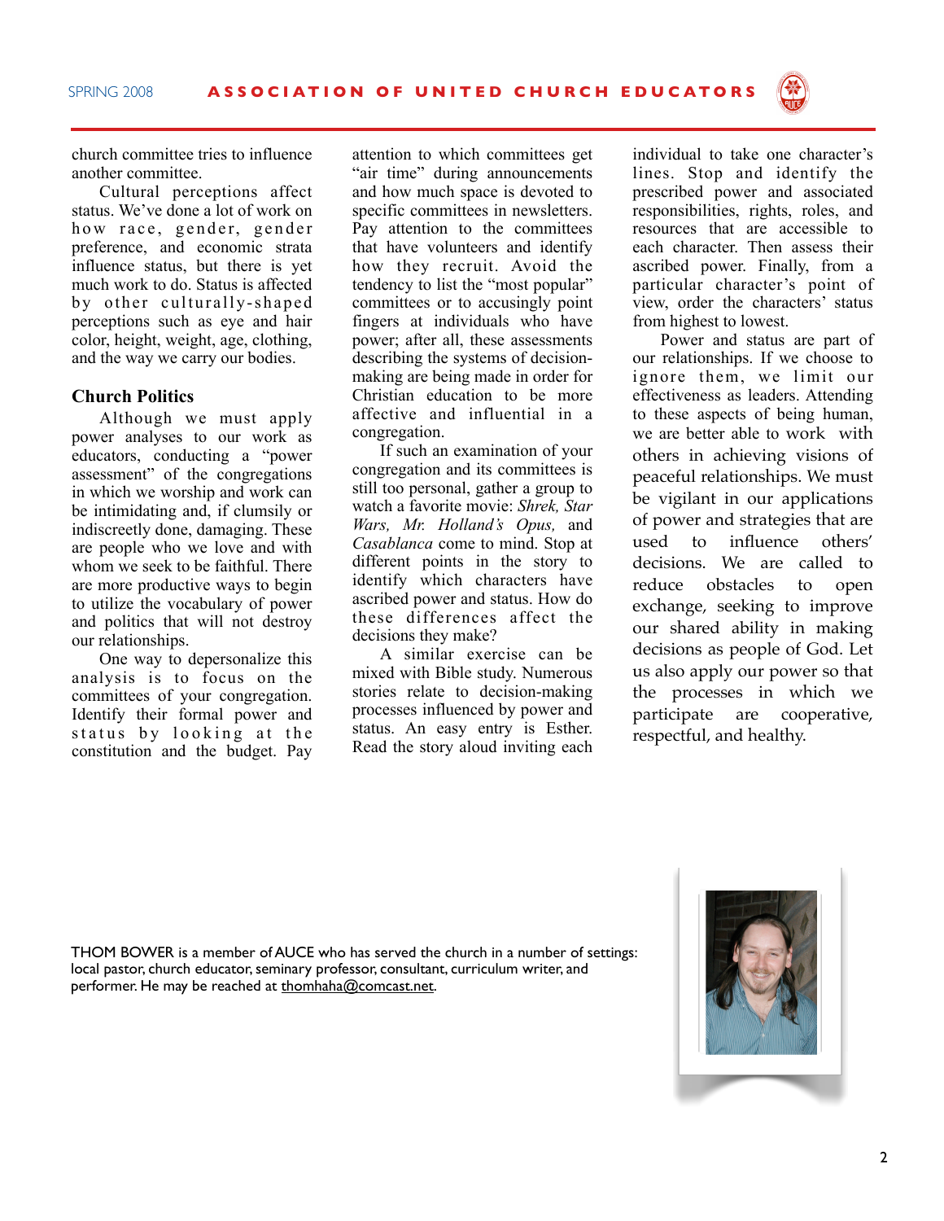church committee tries to influence another committee.

Cultural perceptions affect status. We've done a lot of work on how race, gender, gender preference, and economic strata influence status, but there is yet much work to do. Status is affected by other culturally-shaped perceptions such as eye and hair color, height, weight, age, clothing, and the way we carry our bodies.

## Church Politics

Although we must apply power analyses to our work as educators, conducting a "power assessment" of the congregations in which we worship and work can be intimidating and, if clumsily or indiscreetly done, damaging. These are people who we love and with whom we seek to be faithful. There are more productive ways to begin to utilize the vocabulary of power and politics that will not destroy our relationships.

One way to depersonalize this analysis is to focus on the committees of your congregation. Identify their formal power and status by looking at the constitution and the budget. Pay attention to which committees get "air time" during announcements and how much space is devoted to specific committees in newsletters. Pay attention to the committees that have volunteers and identify how they recruit. Avoid the tendency to list the "most popular" committees or to accusingly point fingers at individuals who have power; after all, these assessments describing the systems of decision-making are being made in order for Christian education to be more affective and influential in a congregation.

If such an examination of your congregation and its committees is still too personal, gather a group to watch a favorite movie: *Shrek, Star Wars, Mr. Holland's Opus,* and *Casablanca* come to mind. Stop at different points in the story to identify which characters have ascribed power and status. How do these differences affect the decisions they make?

A similar exercise can be mixed with Bible study. Numerous stories relate to decision-making processes influenced by power and status. An easy entry is Esther. Read the story aloud inviting each individual to take one character's lines. Stop and identify the prescribed power and associated responsibilities, rights, roles, and resources that are accessible to each character. Then assess their ascribed power. Finally, from a particular character's point of view, order the characters' status from highest to lowest.

Power and status are part of our relationships. If we choose to ignore them, we limit our effectiveness as leaders. Attending to these aspects of being human, we are better able to work with others in achieving visions of peaceful relationships. We must be vigilant in our applications of power and strategies that are used to influence others' decisions. We are called to reduce obstacles to open exchange, seeking to improve our shared ability in making decisions as people of God. Let us also apply our power so that the processes in which we participate are cooperative, respectful, and healthy.

THOM BOWER is a member of AUCE who has served the church in a number of settings: local pastor, church educator, seminary professor, consultant, curriculum writer, and performer. He may be reached at thomhaha@comcast.net.